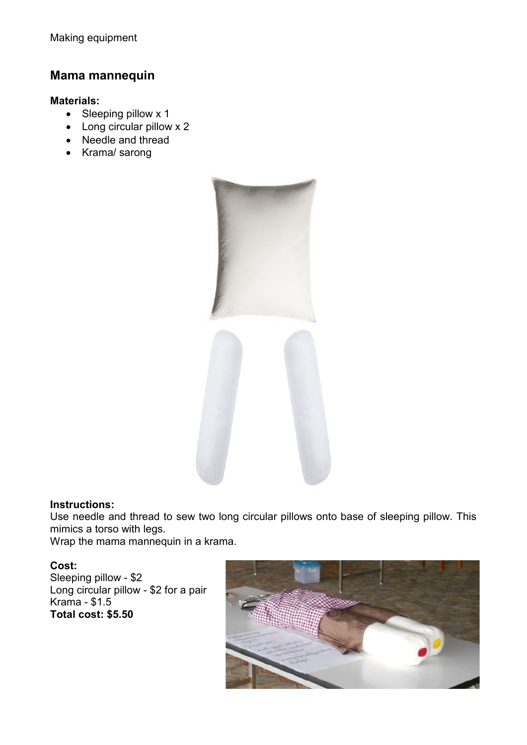Making equipment

## Mama mannequin

**Materials:**

- Sleeping pillow x 1
- Long circular pillow x 2
- Needle and thread
- Krama/ sarong

**Instructions:**

Use needle and thread to sew two long circular pillows onto base of sleeping pillow. This mimics a torso with legs.

Wrap the mama mannequin in a krama.

**Cost:**

Sleeping pillow - $2

Long circular pillow - $2 for a pair

Krama - $1.5

**Total cost: $5.50**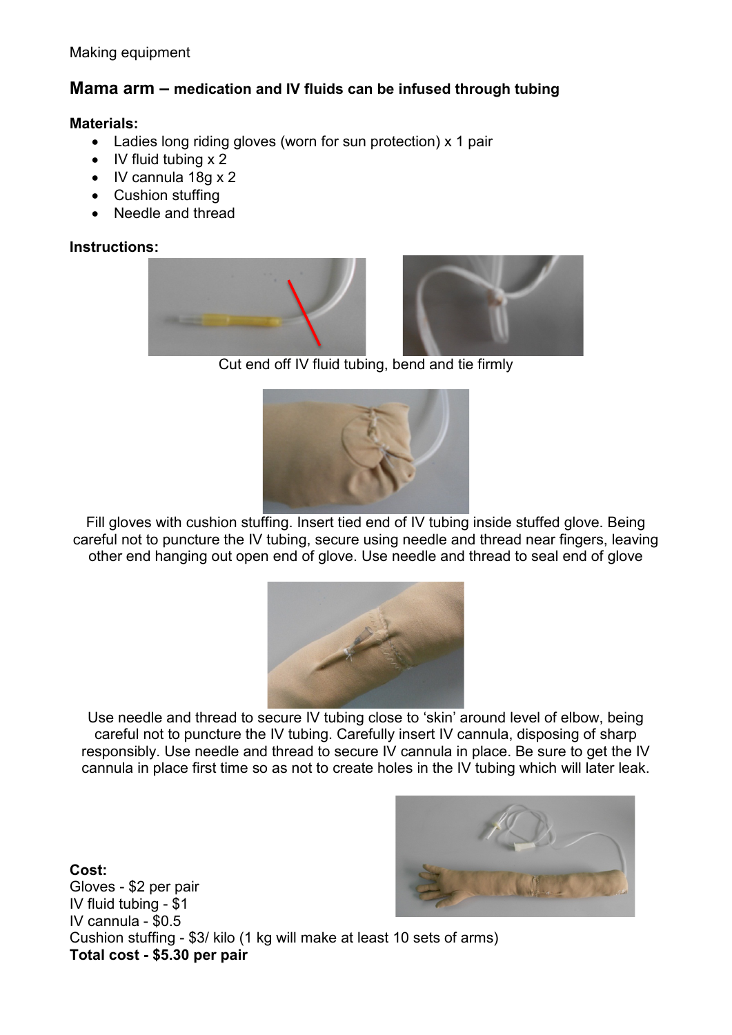Making equipment

## Mama arm – medication and IV fluids can be infused through tubing

**Materials:**

- Ladies long riding gloves (worn for sun protection) x 1 pair
- IV fluid tubing x 2
- IV cannula 18g x 2
- Cushion stuffing
- Needle and thread

**Instructions:**

Cut end off IV fluid tubing, bend and tie firmly

Fill gloves with cushion stuffing. Insert tied end of IV tubing inside stuffed glove. Being careful not to puncture the IV tubing, secure using needle and thread near fingers, leaving other end hanging out open end of glove. Use needle and thread to seal end of glove

Use needle and thread to secure IV tubing close to 'skin' around level of elbow, being careful not to puncture the IV tubing. Carefully insert IV cannula, disposing of sharp responsibly. Use needle and thread to secure IV cannula in place. Be sure to get the IV cannula in place first time so as not to create holes in the IV tubing which will later leak.

**Cost:**
Gloves - $2 per pair
IV fluid tubing - $1
IV cannula - $0.5
Cushion stuffing - $3/ kilo (1 kg will make at least 10 sets of arms)
**Total cost - $5.30 per pair**